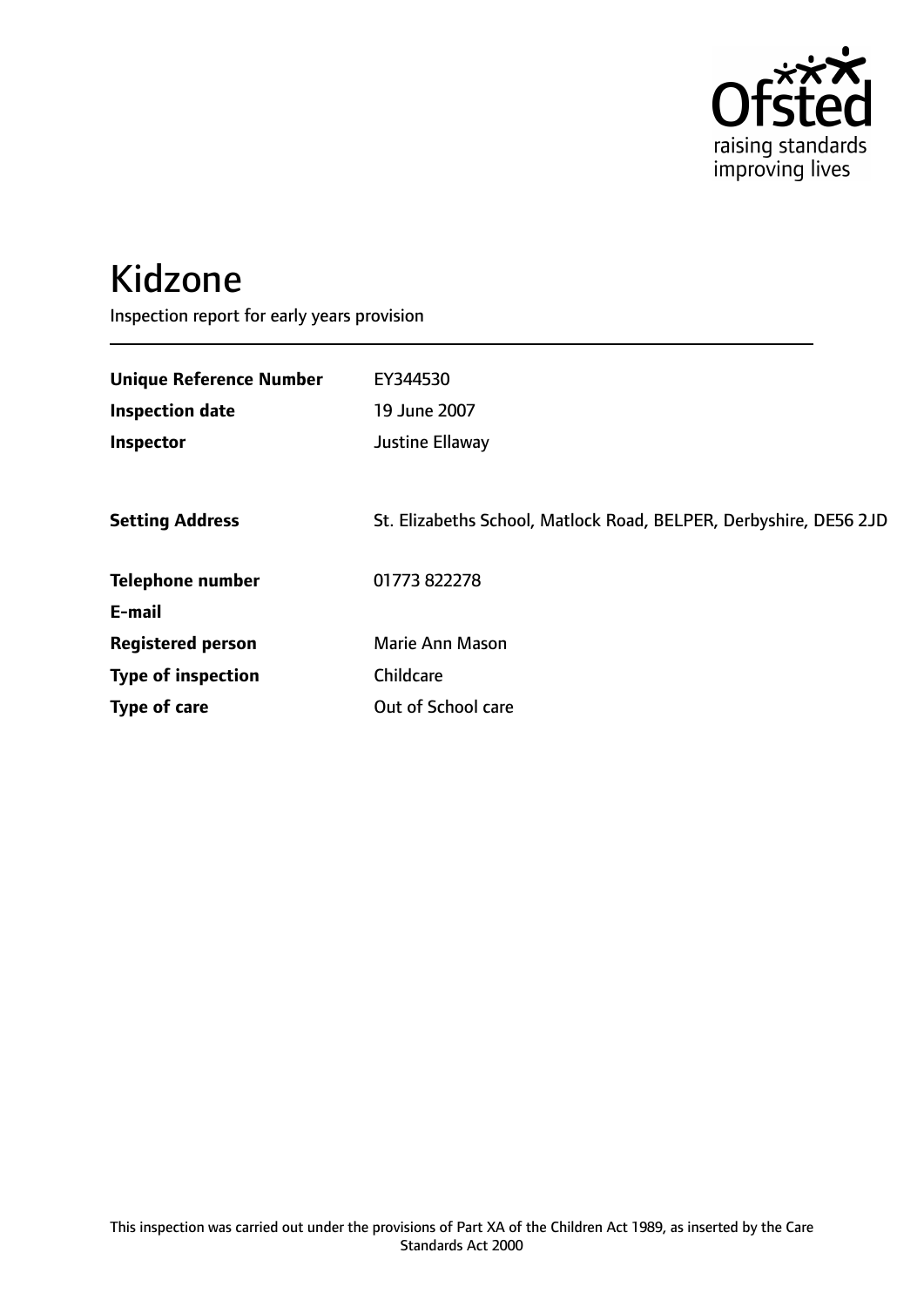# Kidzone

Inspection report for early years provision

| | |
|---|---|
| **Unique Reference Number** | EY344530 |
| **Inspection date** | 19 June 2007 |
| **Inspector** | Justine Ellaway |
| **Setting Address** | St. Elizabeths School, Matlock Road, BELPER, Derbyshire, DE56 2JD |
| **Telephone number** | 01773 822278 |
| **E-mail** | |
| **Registered person** | Marie Ann Mason |
| **Type of inspection** | Childcare |
| **Type of care** | Out of School care |

This inspection was carried out under the provisions of Part XA of the Children Act 1989, as inserted by the Care Standards Act 2000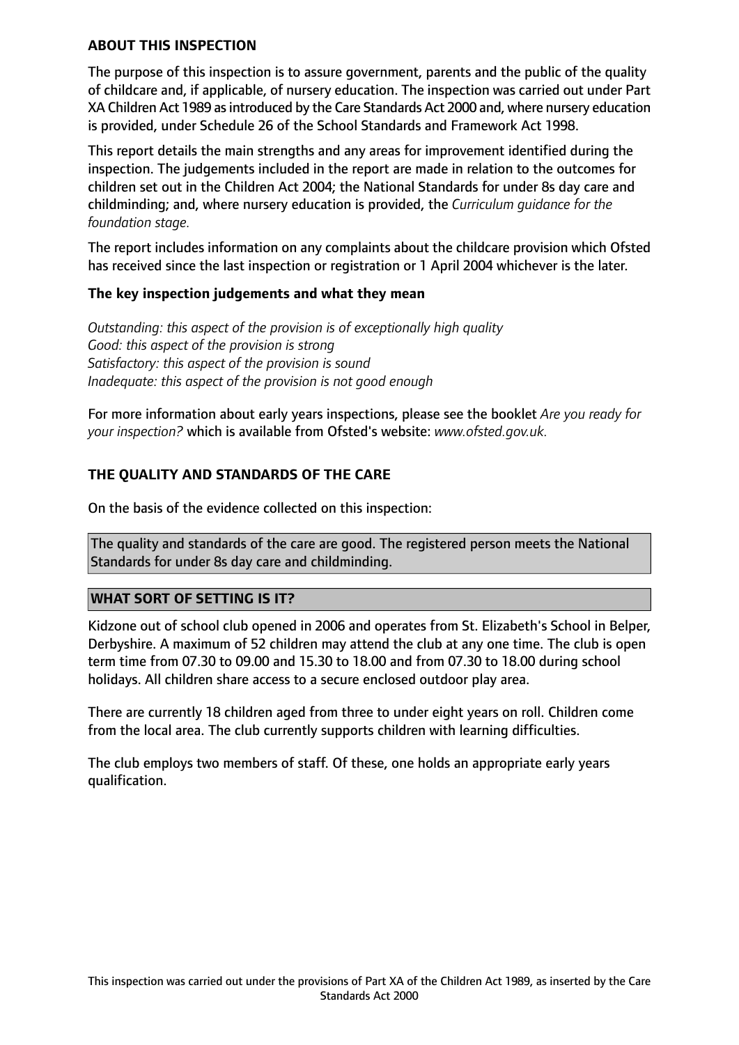## ABOUT THIS INSPECTION

The purpose of this inspection is to assure government, parents and the public of the quality of childcare and, if applicable, of nursery education. The inspection was carried out under Part XA Children Act 1989 as introduced by the Care Standards Act 2000 and, where nursery education is provided, under Schedule 26 of the School Standards and Framework Act 1998.

This report details the main strengths and any areas for improvement identified during the inspection. The judgements included in the report are made in relation to the outcomes for children set out in the Children Act 2004; the National Standards for under 8s day care and childminding; and, where nursery education is provided, the *Curriculum guidance for the foundation stage.*

The report includes information on any complaints about the childcare provision which Ofsted has received since the last inspection or registration or 1 April 2004 whichever is the later.

### The key inspection judgements and what they mean

*Outstanding: this aspect of the provision is of exceptionally high quality*
*Good: this aspect of the provision is strong*
*Satisfactory: this aspect of the provision is sound*
*Inadequate: this aspect of the provision is not good enough*

For more information about early years inspections, please see the booklet *Are you ready for your inspection?* which is available from Ofsted's website: *www.ofsted.gov.uk.*

## THE QUALITY AND STANDARDS OF THE CARE

On the basis of the evidence collected on this inspection:

The quality and standards of the care are good. The registered person meets the National Standards for under 8s day care and childminding.

## WHAT SORT OF SETTING IS IT?

Kidzone out of school club opened in 2006 and operates from St. Elizabeth's School in Belper, Derbyshire. A maximum of 52 children may attend the club at any one time. The club is open term time from 07.30 to 09.00 and 15.30 to 18.00 and from 07.30 to 18.00 during school holidays. All children share access to a secure enclosed outdoor play area.

There are currently 18 children aged from three to under eight years on roll. Children come from the local area. The club currently supports children with learning difficulties.

The club employs two members of staff. Of these, one holds an appropriate early years qualification.

This inspection was carried out under the provisions of Part XA of the Children Act 1989, as inserted by the Care Standards Act 2000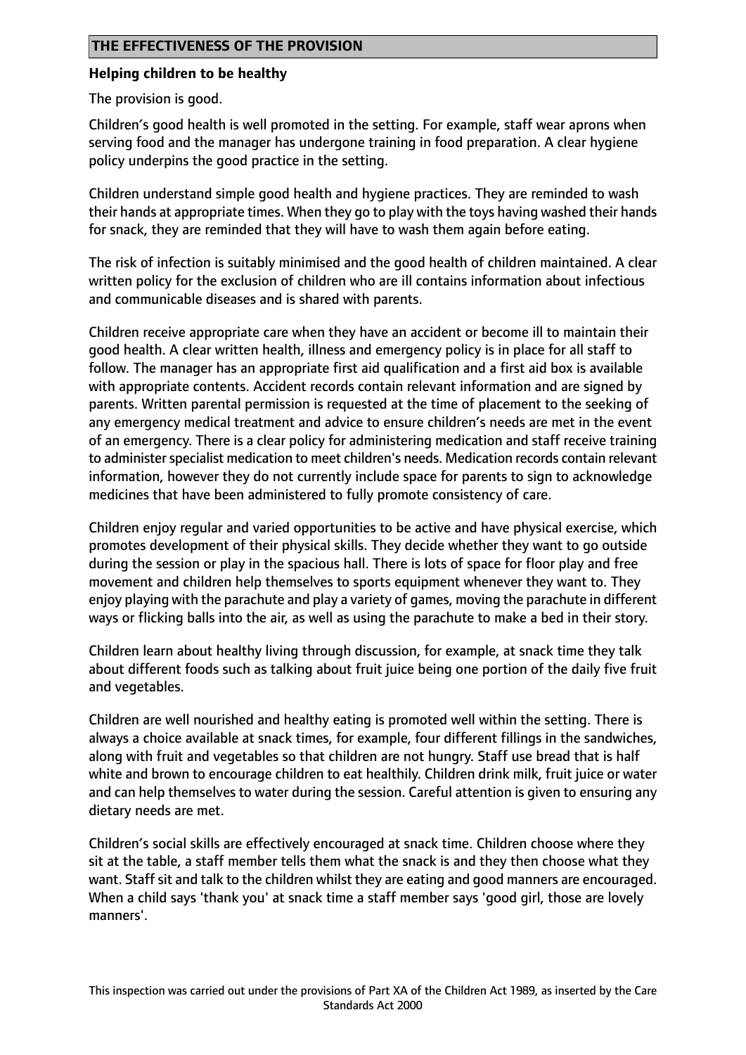## THE EFFECTIVENESS OF THE PROVISION

### Helping children to be healthy

The provision is good.

Children's good health is well promoted in the setting. For example, staff wear aprons when serving food and the manager has undergone training in food preparation. A clear hygiene policy underpins the good practice in the setting.

Children understand simple good health and hygiene practices. They are reminded to wash their hands at appropriate times. When they go to play with the toys having washed their hands for snack, they are reminded that they will have to wash them again before eating.

The risk of infection is suitably minimised and the good health of children maintained. A clear written policy for the exclusion of children who are ill contains information about infectious and communicable diseases and is shared with parents.

Children receive appropriate care when they have an accident or become ill to maintain their good health. A clear written health, illness and emergency policy is in place for all staff to follow. The manager has an appropriate first aid qualification and a first aid box is available with appropriate contents. Accident records contain relevant information and are signed by parents. Written parental permission is requested at the time of placement to the seeking of any emergency medical treatment and advice to ensure children's needs are met in the event of an emergency. There is a clear policy for administering medication and staff receive training to administer specialist medication to meet children's needs. Medication records contain relevant information, however they do not currently include space for parents to sign to acknowledge medicines that have been administered to fully promote consistency of care.

Children enjoy regular and varied opportunities to be active and have physical exercise, which promotes development of their physical skills. They decide whether they want to go outside during the session or play in the spacious hall. There is lots of space for floor play and free movement and children help themselves to sports equipment whenever they want to. They enjoy playing with the parachute and play a variety of games, moving the parachute in different ways or flicking balls into the air, as well as using the parachute to make a bed in their story.

Children learn about healthy living through discussion, for example, at snack time they talk about different foods such as talking about fruit juice being one portion of the daily five fruit and vegetables.

Children are well nourished and healthy eating is promoted well within the setting. There is always a choice available at snack times, for example, four different fillings in the sandwiches, along with fruit and vegetables so that children are not hungry. Staff use bread that is half white and brown to encourage children to eat healthily. Children drink milk, fruit juice or water and can help themselves to water during the session. Careful attention is given to ensuring any dietary needs are met.

Children's social skills are effectively encouraged at snack time. Children choose where they sit at the table, a staff member tells them what the snack is and they then choose what they want. Staff sit and talk to the children whilst they are eating and good manners are encouraged. When a child says 'thank you' at snack time a staff member says 'good girl, those are lovely manners'.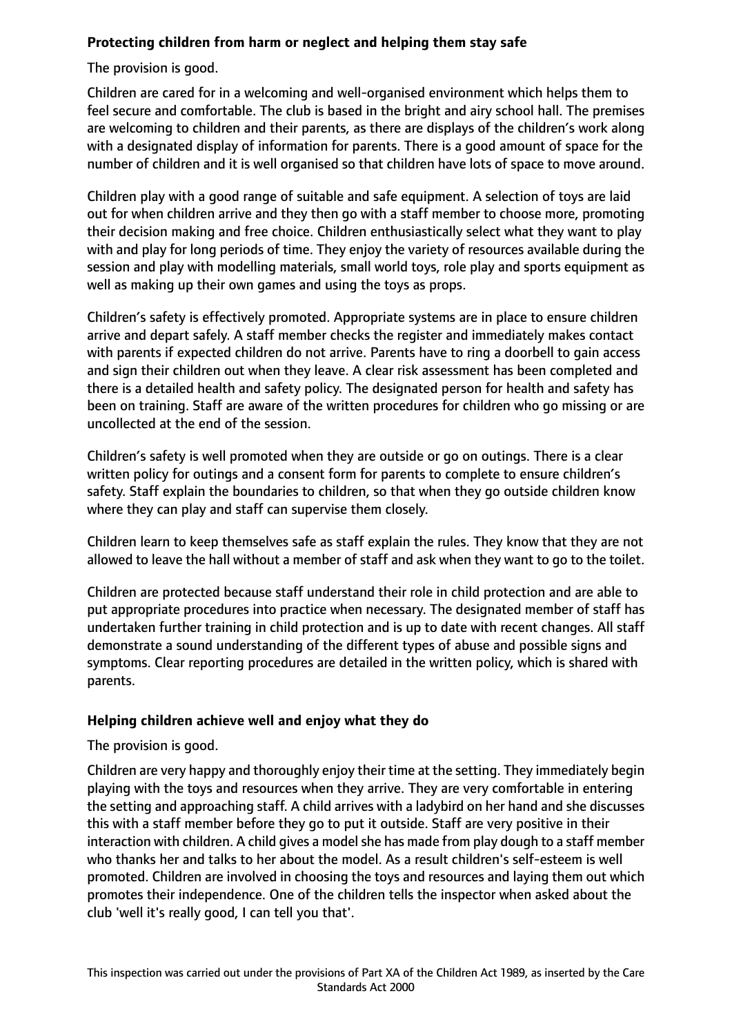**Protecting children from harm or neglect and helping them stay safe**

The provision is good.

Children are cared for in a welcoming and well-organised environment which helps them to feel secure and comfortable. The club is based in the bright and airy school hall. The premises are welcoming to children and their parents, as there are displays of the children's work along with a designated display of information for parents. There is a good amount of space for the number of children and it is well organised so that children have lots of space to move around.

Children play with a good range of suitable and safe equipment. A selection of toys are laid out for when children arrive and they then go with a staff member to choose more, promoting their decision making and free choice. Children enthusiastically select what they want to play with and play for long periods of time. They enjoy the variety of resources available during the session and play with modelling materials, small world toys, role play and sports equipment as well as making up their own games and using the toys as props.

Children's safety is effectively promoted. Appropriate systems are in place to ensure children arrive and depart safely. A staff member checks the register and immediately makes contact with parents if expected children do not arrive. Parents have to ring a doorbell to gain access and sign their children out when they leave. A clear risk assessment has been completed and there is a detailed health and safety policy. The designated person for health and safety has been on training. Staff are aware of the written procedures for children who go missing or are uncollected at the end of the session.

Children's safety is well promoted when they are outside or go on outings. There is a clear written policy for outings and a consent form for parents to complete to ensure children's safety. Staff explain the boundaries to children, so that when they go outside children know where they can play and staff can supervise them closely.

Children learn to keep themselves safe as staff explain the rules. They know that they are not allowed to leave the hall without a member of staff and ask when they want to go to the toilet.

Children are protected because staff understand their role in child protection and are able to put appropriate procedures into practice when necessary. The designated member of staff has undertaken further training in child protection and is up to date with recent changes. All staff demonstrate a sound understanding of the different types of abuse and possible signs and symptoms. Clear reporting procedures are detailed in the written policy, which is shared with parents.

**Helping children achieve well and enjoy what they do**

The provision is good.

Children are very happy and thoroughly enjoy their time at the setting. They immediately begin playing with the toys and resources when they arrive. They are very comfortable in entering the setting and approaching staff. A child arrives with a ladybird on her hand and she discusses this with a staff member before they go to put it outside. Staff are very positive in their interaction with children. A child gives a model she has made from play dough to a staff member who thanks her and talks to her about the model. As a result children's self-esteem is well promoted. Children are involved in choosing the toys and resources and laying them out which promotes their independence. One of the children tells the inspector when asked about the club 'well it's really good, I can tell you that'.

This inspection was carried out under the provisions of Part XA of the Children Act 1989, as inserted by the Care Standards Act 2000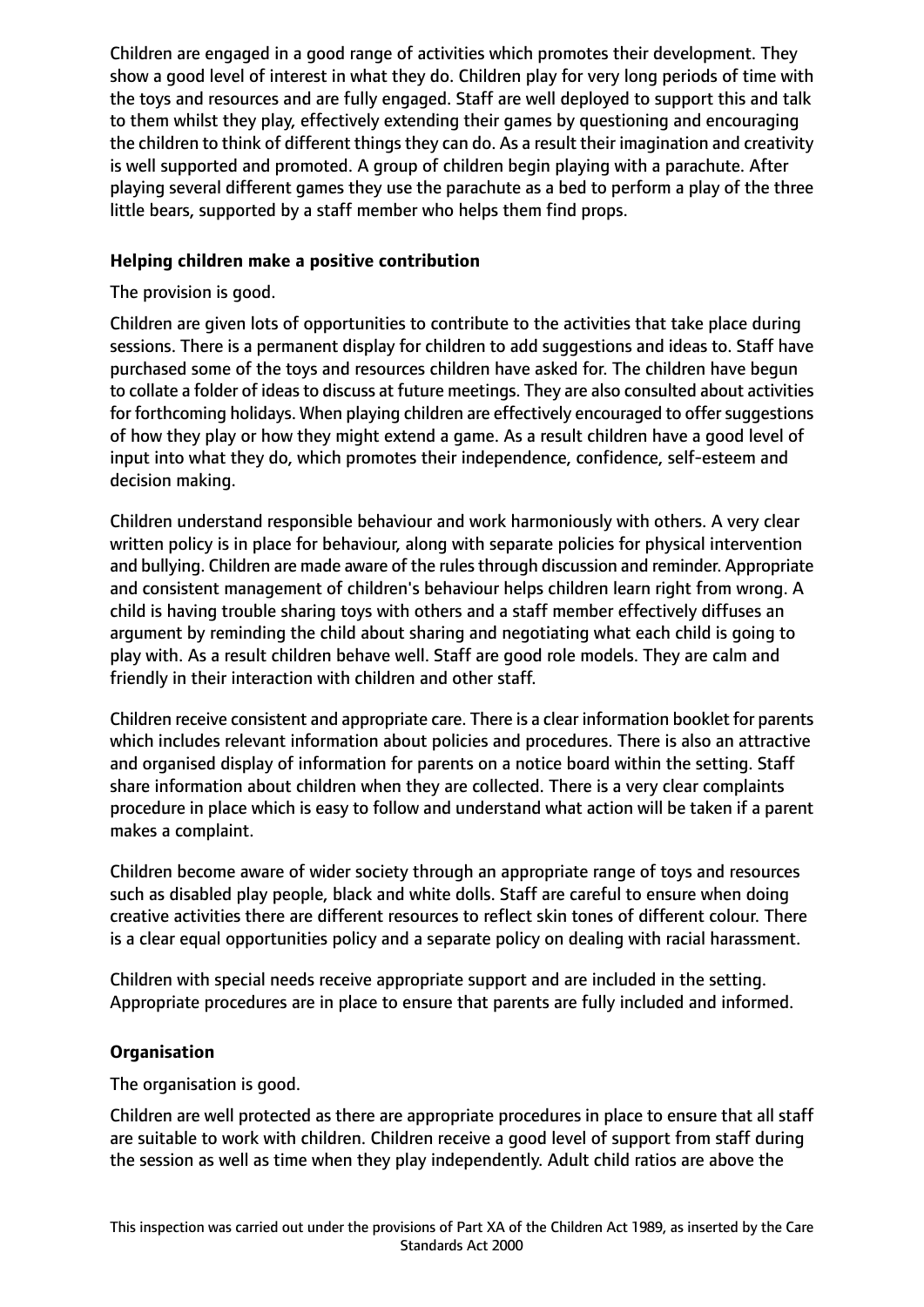Children are engaged in a good range of activities which promotes their development. They show a good level of interest in what they do. Children play for very long periods of time with the toys and resources and are fully engaged. Staff are well deployed to support this and talk to them whilst they play, effectively extending their games by questioning and encouraging the children to think of different things they can do. As a result their imagination and creativity is well supported and promoted. A group of children begin playing with a parachute. After playing several different games they use the parachute as a bed to perform a play of the three little bears, supported by a staff member who helps them find props.

**Helping children make a positive contribution**

The provision is good.

Children are given lots of opportunities to contribute to the activities that take place during sessions. There is a permanent display for children to add suggestions and ideas to. Staff have purchased some of the toys and resources children have asked for. The children have begun to collate a folder of ideas to discuss at future meetings. They are also consulted about activities for forthcoming holidays. When playing children are effectively encouraged to offer suggestions of how they play or how they might extend a game. As a result children have a good level of input into what they do, which promotes their independence, confidence, self-esteem and decision making.

Children understand responsible behaviour and work harmoniously with others. A very clear written policy is in place for behaviour, along with separate policies for physical intervention and bullying. Children are made aware of the rules through discussion and reminder. Appropriate and consistent management of children's behaviour helps children learn right from wrong. A child is having trouble sharing toys with others and a staff member effectively diffuses an argument by reminding the child about sharing and negotiating what each child is going to play with. As a result children behave well. Staff are good role models. They are calm and friendly in their interaction with children and other staff.

Children receive consistent and appropriate care. There is a clear information booklet for parents which includes relevant information about policies and procedures. There is also an attractive and organised display of information for parents on a notice board within the setting. Staff share information about children when they are collected. There is a very clear complaints procedure in place which is easy to follow and understand what action will be taken if a parent makes a complaint.

Children become aware of wider society through an appropriate range of toys and resources such as disabled play people, black and white dolls. Staff are careful to ensure when doing creative activities there are different resources to reflect skin tones of different colour. There is a clear equal opportunities policy and a separate policy on dealing with racial harassment.

Children with special needs receive appropriate support and are included in the setting. Appropriate procedures are in place to ensure that parents are fully included and informed.

**Organisation**

The organisation is good.

Children are well protected as there are appropriate procedures in place to ensure that all staff are suitable to work with children. Children receive a good level of support from staff during the session as well as time when they play independently. Adult child ratios are above the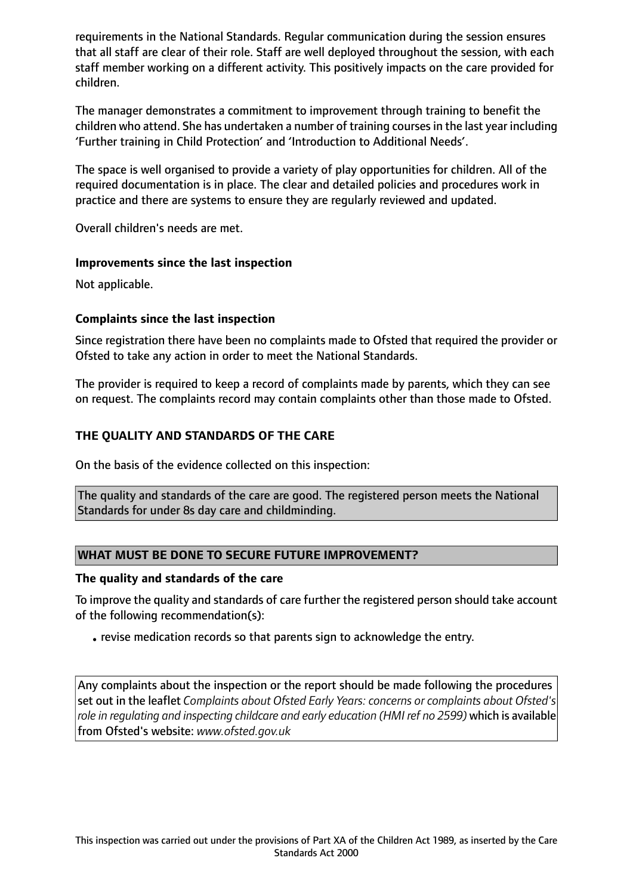requirements in the National Standards. Regular communication during the session ensures that all staff are clear of their role. Staff are well deployed throughout the session, with each staff member working on a different activity. This positively impacts on the care provided for children.

The manager demonstrates a commitment to improvement through training to benefit the children who attend. She has undertaken a number of training courses in the last year including 'Further training in Child Protection' and 'Introduction to Additional Needs'.

The space is well organised to provide a variety of play opportunities for children. All of the required documentation is in place. The clear and detailed policies and procedures work in practice and there are systems to ensure they are regularly reviewed and updated.

Overall children's needs are met.

**Improvements since the last inspection**

Not applicable.

**Complaints since the last inspection**

Since registration there have been no complaints made to Ofsted that required the provider or Ofsted to take any action in order to meet the National Standards.

The provider is required to keep a record of complaints made by parents, which they can see on request. The complaints record may contain complaints other than those made to Ofsted.

**THE QUALITY AND STANDARDS OF THE CARE**

On the basis of the evidence collected on this inspection:

The quality and standards of the care are good. The registered person meets the National Standards for under 8s day care and childminding.

**WHAT MUST BE DONE TO SECURE FUTURE IMPROVEMENT?**

**The quality and standards of the care**

To improve the quality and standards of care further the registered person should take account of the following recommendation(s):

- revise medication records so that parents sign to acknowledge the entry.

Any complaints about the inspection or the report should be made following the procedures set out in the leaflet *Complaints about Ofsted Early Years: concerns or complaints about Ofsted's role in regulating and inspecting childcare and early education (HMI ref no 2599)* which is available from Ofsted's website: *www.ofsted.gov.uk*

This inspection was carried out under the provisions of Part XA of the Children Act 1989, as inserted by the Care Standards Act 2000